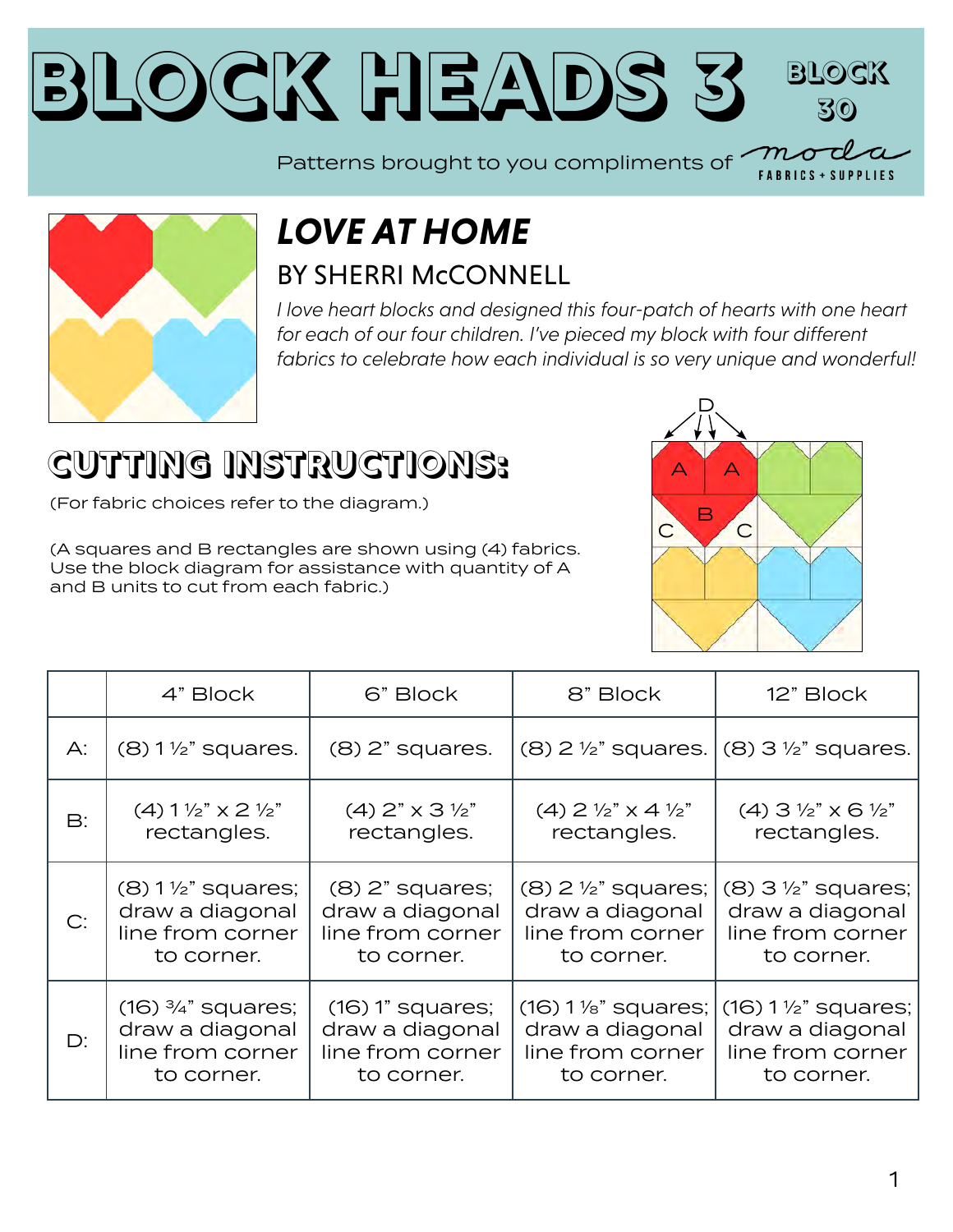# BLOCK HEADS 3

**BLOCK 30**

Patterns brought to you compliments of moda FABRICS + SUPPLIES

## *LOVE AT HOME*

### BY SHERRI McCONNELL

*I love heart blocks and designed this four-patch of hearts with one heart for each of our four children. I've pieced my block with four different fabrics to celebrate how each individual is so very unique and wonderful!*

## CUTTING INSTRUCTIONS:

(For fabric choices refer to the diagram.)

(A squares and B rectangles are shown using (4) fabrics. Use the block diagram for assistance with quantity of A and B units to cut from each fabric.)

| | 4" Block | 6" Block | 8" Block | 12" Block |
|---|---|---|---|---|
| A: | (8) 1 ½" squares. | (8) 2" squares. | (8) 2 ½" squares. | (8) 3 ½" squares. |
| B: | (4) 1 ½" x 2 ½" rectangles. | (4) 2" x 3 ½" rectangles. | (4) 2 ½" x 4 ½" rectangles. | (4) 3 ½" x 6 ½" rectangles. |
| C: | (8) 1 ½" squares; draw a diagonal line from corner to corner. | (8) 2" squares; draw a diagonal line from corner to corner. | (8) 2 ½" squares; draw a diagonal line from corner to corner. | (8) 3 ½" squares; draw a diagonal line from corner to corner. |
| D: | (16) ¾" squares; draw a diagonal line from corner to corner. | (16) 1" squares; draw a diagonal line from corner to corner. | (16) 1 ⅛" squares; draw a diagonal line from corner to corner. | (16) 1 ½" squares; draw a diagonal line from corner to corner. |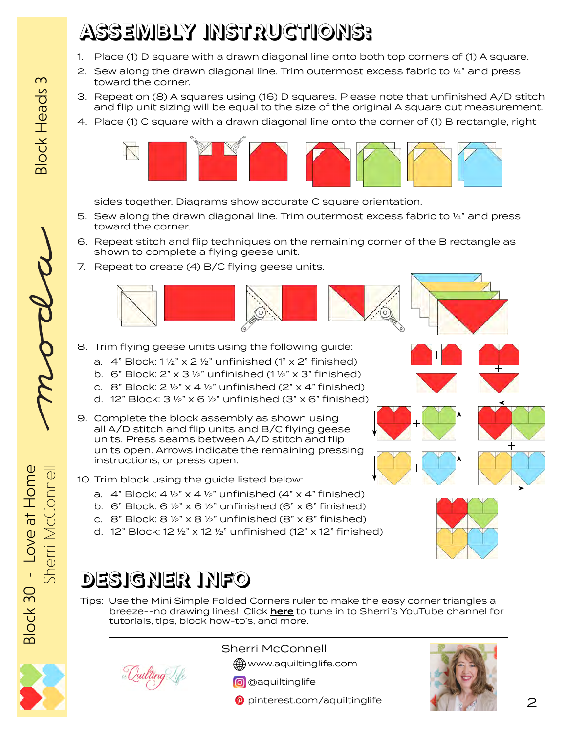# ASSEMBLY INSTRUCTIONS:

1. Place (1) D square with a drawn diagonal line onto both top corners of (1) A square.
2. Sew along the drawn diagonal line. Trim outermost excess fabric to ¼" and press toward the corner.
3. Repeat on (8) A squares using (16) D squares. Please note that unfinished A/D stitch and flip unit sizing will be equal to the size of the original A square cut measurement.
4. Place (1) C square with a drawn diagonal line onto the corner of (1) B rectangle, right sides together. Diagrams show accurate C square orientation.
5. Sew along the drawn diagonal line. Trim outermost excess fabric to ¼" and press toward the corner.
6. Repeat stitch and flip techniques on the remaining corner of the B rectangle as shown to complete a flying geese unit.
7. Repeat to create (4) B/C flying geese units.
8. Trim flying geese units using the following guide:
   a. 4" Block: 1 ½" x 2 ½" unfinished (1" x 2" finished)
   b. 6" Block: 2" x 3 ½" unfinished (1 ½" x 3" finished)
   c. 8" Block: 2 ½" x 4 ½" unfinished (2" x 4" finished)
   d. 12" Block: 3 ½" x 6 ½" unfinished (3" x 6" finished)
9. Complete the block assembly as shown using all A/D stitch and flip units and B/C flying geese units. Press seams between A/D stitch and flip units open. Arrows indicate the remaining pressing instructions, or press open.
10. Trim block using the guide listed below:
    a. 4" Block: 4 ½" x 4 ½" unfinished (4" x 4" finished)
    b. 6" Block: 6 ½" x 6 ½" unfinished (6" x 6" finished)
    c. 8" Block: 8 ½" x 8 ½" unfinished (8" x 8" finished)
    d. 12" Block: 12 ½" x 12 ½" unfinished (12" x 12" finished)

# DESIGNER INFO

Tips: Use the Mini Simple Folded Corners ruler to make the easy corner triangles a breeze--no drawing lines! Click **here** to tune in to Sherri's YouTube channel for tutorials, tips, block how-to's, and more.

Sherri McConnell

www.aquiltinglife.com

@aquiltinglife

pinterest.com/aquiltinglife